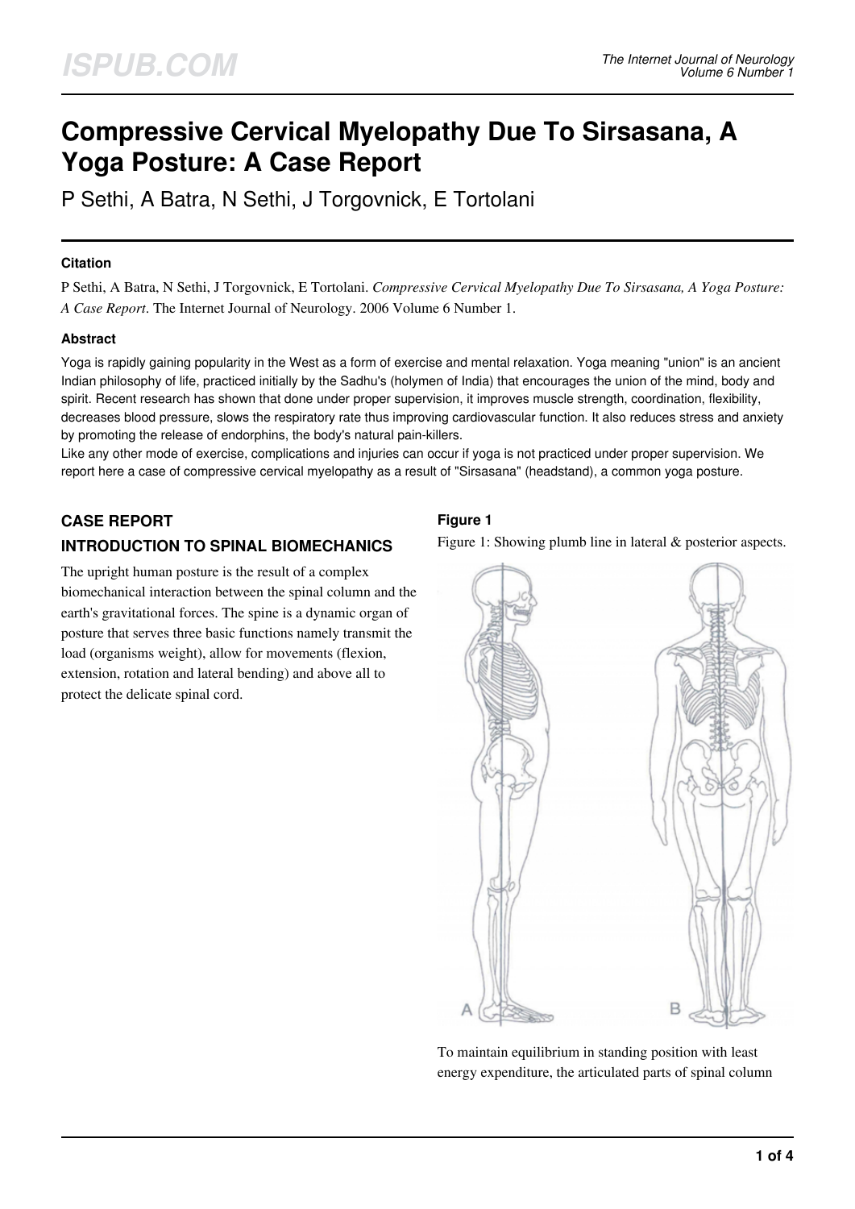# Compressive Cervical Myelopathy Due To Sirsasana, A Yoga Posture: A Case Report

P Sethi, A Batra, N Sethi, J Torgovnick, E Tortolani

#### Citation

P Sethi, A Batra, N Sethi, J Torgovnick, E Tortolani. *Compressive Cervical Myelopathy Due To Sirsasana, A Yoga Posture: A Case Report*. The Internet Journal of Neurology. 2006 Volume 6 Number 1.

#### Abstract

Yoga is rapidly gaining popularity in the West as a form of exercise and mental relaxation. Yoga meaning "union" is an ancient Indian philosophy of life, practiced initially by the Sadhu's (holymen of India) that encourages the union of the mind, body and spirit. Recent research has shown that done under proper supervision, it improves muscle strength, coordination, flexibility, decreases blood pressure, slows the respiratory rate thus improving cardiovascular function. It also reduces stress and anxiety by promoting the release of endorphins, the body's natural pain-killers.

Like any other mode of exercise, complications and injuries can occur if yoga is not practiced under proper supervision. We report here a case of compressive cervical myelopathy as a result of "Sirsasana" (headstand), a common yoga posture.

## CASE REPORT

## INTRODUCTION TO SPINAL BIOMECHANICS

The upright human posture is the result of a complex biomechanical interaction between the spinal column and the earth's gravitational forces. The spine is a dynamic organ of posture that serves three basic functions namely transmit the load (organisms weight), allow for movements (flexion, extension, rotation and lateral bending) and above all to protect the delicate spinal cord.

#### Figure 1

Figure 1: Showing plumb line in lateral & posterior aspects.

To maintain equilibrium in standing position with least energy expenditure, the articulated parts of spinal column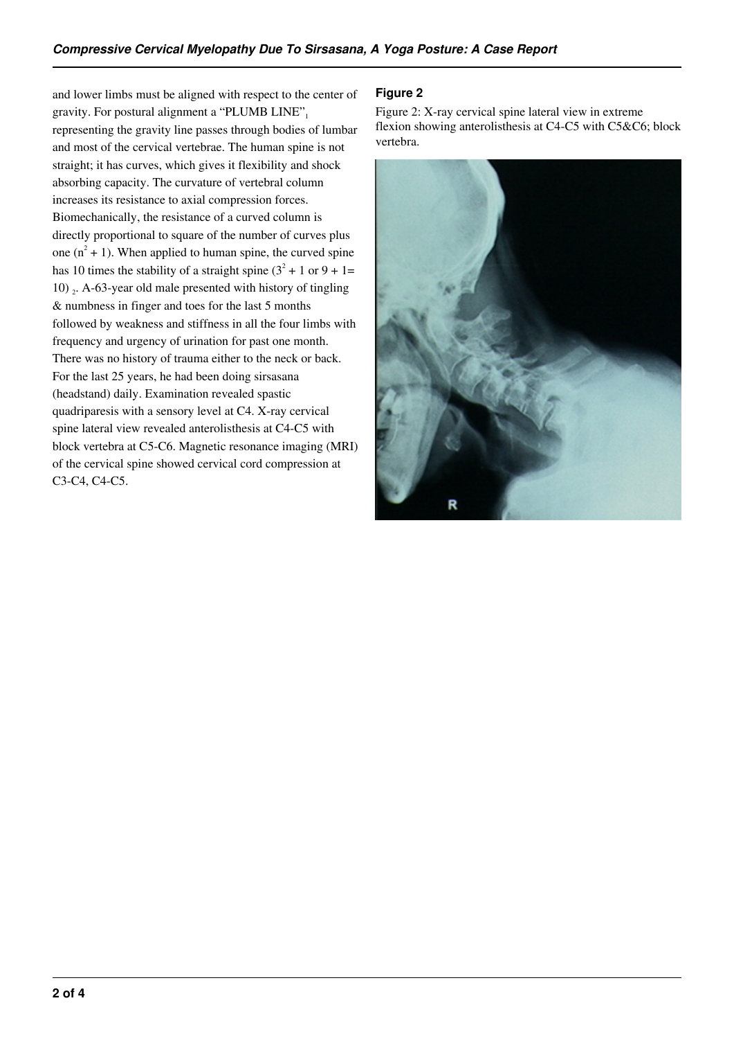and lower limbs must be aligned with respect to the center of gravity. For postural alignment a "PLUMB LINE"[1] representing the gravity line passes through bodies of lumbar and most of the cervical vertebrae. The human spine is not straight; it has curves, which gives it flexibility and shock absorbing capacity. The curvature of vertebral column increases its resistance to axial compression forces. Biomechanically, the resistance of a curved column is directly proportional to square of the number of curves plus one ($n^2 + 1$). When applied to human spine, the curved spine has 10 times the stability of a straight spine ($3^2 + 1$ or $9 + 1 = 10$)[2]. A-63-year old male presented with history of tingling & numbness in finger and toes for the last 5 months followed by weakness and stiffness in all the four limbs with frequency and urgency of urination for past one month. There was no history of trauma either to the neck or back. For the last 25 years, he had been doing sirsasana (headstand) daily. Examination revealed spastic quadriparesis with a sensory level at C4. X-ray cervical spine lateral view revealed anterolisthesis at C4-C5 with block vertebra at C5-C6. Magnetic resonance imaging (MRI) of the cervical spine showed cervical cord compression at C3-C4, C4-C5.

## Figure 2

Figure 2: X-ray cervical spine lateral view in extreme flexion showing anterolisthesis at C4-C5 with C5&C6; block vertebra.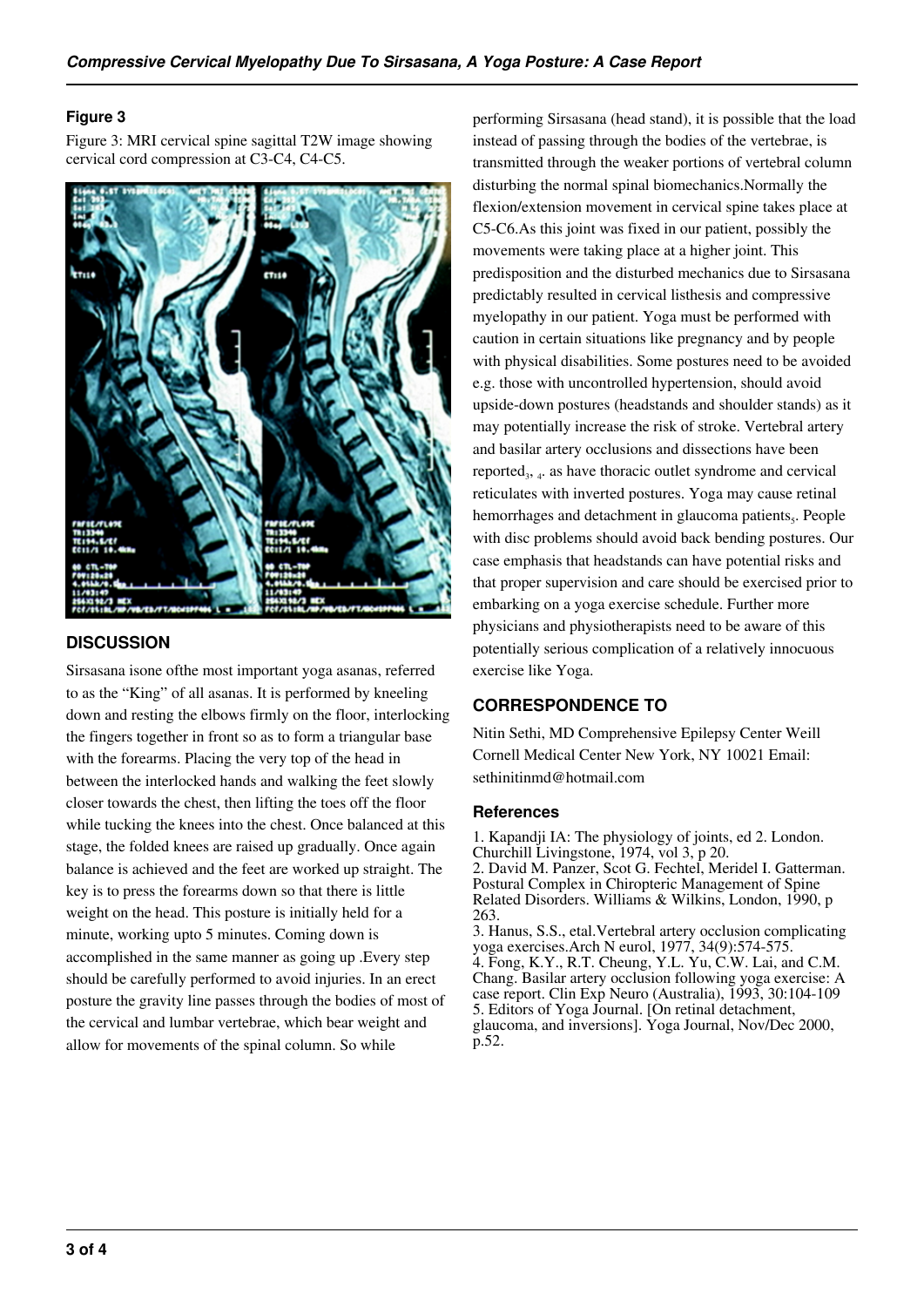## Figure 3

Figure 3: MRI cervical spine sagittal T2W image showing cervical cord compression at C3-C4, C4-C5.

## DISCUSSION

Sirsasana isone ofthe most important yoga asanas, referred to as the "King" of all asanas. It is performed by kneeling down and resting the elbows firmly on the floor, interlocking the fingers together in front so as to form a triangular base with the forearms. Placing the very top of the head in between the interlocked hands and walking the feet slowly closer towards the chest, then lifting the toes off the floor while tucking the knees into the chest. Once balanced at this stage, the folded knees are raised up gradually. Once again balance is achieved and the feet are worked up straight. The key is to press the forearms down so that there is little weight on the head. This posture is initially held for a minute, working upto 5 minutes. Coming down is accomplished in the same manner as going up .Every step should be carefully performed to avoid injuries. In an erect posture the gravity line passes through the bodies of most of the cervical and lumbar vertebrae, which bear weight and allow for movements of the spinal column. So while performing Sirsasana (head stand), it is possible that the load instead of passing through the bodies of the vertebrae, is transmitted through the weaker portions of vertebral column disturbing the normal spinal biomechanics.Normally the flexion/extension movement in cervical spine takes place at C5-C6.As this joint was fixed in our patient, possibly the movements were taking place at a higher joint. This predisposition and the disturbed mechanics due to Sirsasana predictably resulted in cervical listhesis and compressive myelopathy in our patient. Yoga must be performed with caution in certain situations like pregnancy and by people with physical disabilities. Some postures need to be avoided e.g. those with uncontrolled hypertension, should avoid upside-down postures (headstands and shoulder stands) as it may potentially increase the risk of stroke. Vertebral artery and basilar artery occlusions and dissections have been reported[3], [4]. as have thoracic outlet syndrome and cervical reticulates with inverted postures. Yoga may cause retinal hemorrhages and detachment in glaucoma patients[5]. People with disc problems should avoid back bending postures. Our case emphasis that headstands can have potential risks and that proper supervision and care should be exercised prior to embarking on a yoga exercise schedule. Further more physicians and physiotherapists need to be aware of this potentially serious complication of a relatively innocuous exercise like Yoga.

## CORRESPONDENCE TO

Nitin Sethi, MD Comprehensive Epilepsy Center Weill Cornell Medical Center New York, NY 10021 Email: sethinitinmd@hotmail.com

## References

1. Kapandji IA: The physiology of joints, ed 2. London. Churchill Livingstone, 1974, vol 3, p 20.
2. David M. Panzer, Scot G. Fechtel, Meridel I. Gatterman. Postural Complex in Chiropteric Management of Spine Related Disorders. Williams & Wilkins, London, 1990, p 263.
3. Hanus, S.S., etal.Vertebral artery occlusion complicating yoga exercises.Arch N eurol, 1977, 34(9):574-575.
4. Fong, K.Y., R.T. Cheung, Y.L. Yu, C.W. Lai, and C.M. Chang. Basilar artery occlusion following yoga exercise: A case report. Clin Exp Neuro (Australia), 1993, 30:104-109
5. Editors of Yoga Journal. [On retinal detachment, glaucoma, and inversions]. Yoga Journal, Nov/Dec 2000, p.52.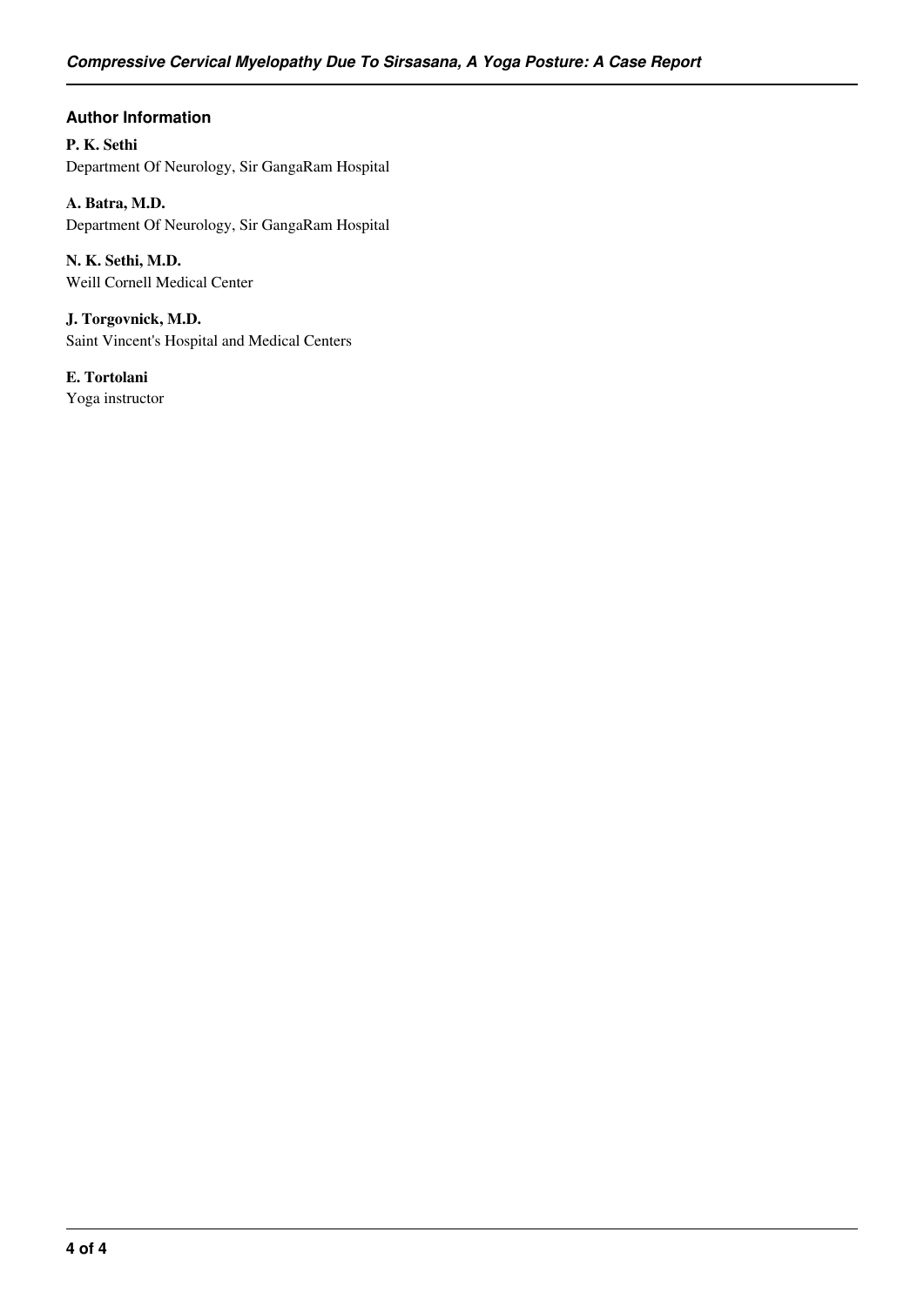### Author Information

**P. K. Sethi**
Department Of Neurology, Sir GangaRam Hospital

**A. Batra, M.D.**
Department Of Neurology, Sir GangaRam Hospital

**N. K. Sethi, M.D.**
Weill Cornell Medical Center

**J. Torgovnick, M.D.**
Saint Vincent's Hospital and Medical Centers

**E. Tortolani**
Yoga instructor